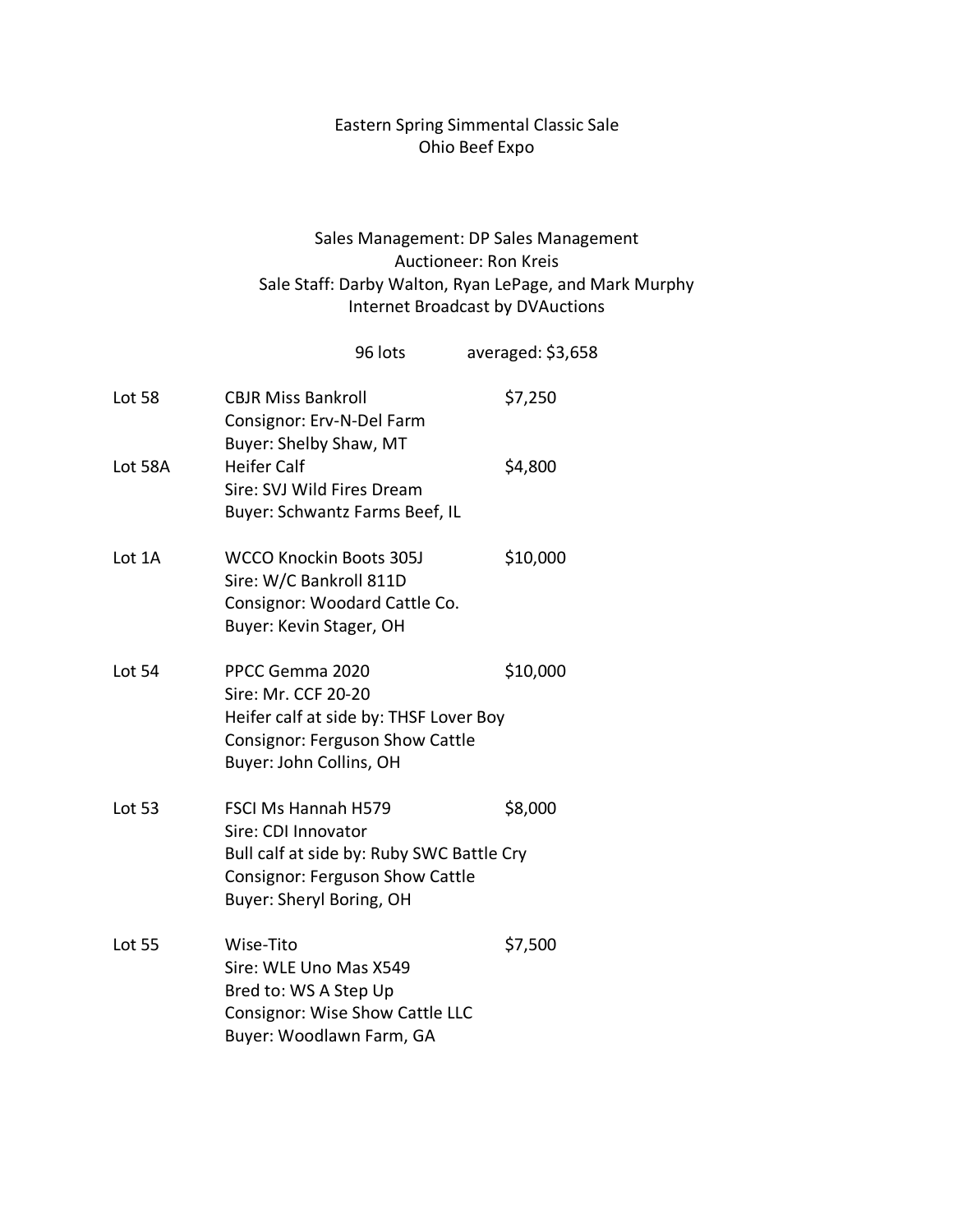# Eastern Spring Simmental Classic Sale

## Ohio Beef Expo

Sales Management: DP Sales Management
Auctioneer: Ron Kreis
Sale Staff: Darby Walton, Ryan LePage, and Mark Murphy
Internet Broadcast by DVAuctions

96 lots averaged: $3,658

| Lot | Description | Price |
|---|---|---|
| Lot 58 | CBJR Miss Bankroll<br>Consignor: Erv-N-Del Farm<br>Buyer: Shelby Shaw, MT | $7,250 |
| Lot 58A | Heifer Calf<br>Sire: SVJ Wild Fires Dream<br>Buyer: Schwantz Farms Beef, IL | $4,800 |
| Lot 1A | WCCO Knockin Boots 305J<br>Sire: W/C Bankroll 811D<br>Consignor: Woodard Cattle Co.<br>Buyer: Kevin Stager, OH | $10,000 |
| Lot 54 | PPCC Gemma 2020<br>Sire: Mr. CCF 20-20<br>Heifer calf at side by: THSF Lover Boy<br>Consignor: Ferguson Show Cattle<br>Buyer: John Collins, OH | $10,000 |
| Lot 53 | FSCI Ms Hannah H579<br>Sire: CDI Innovator<br>Bull calf at side by: Ruby SWC Battle Cry<br>Consignor: Ferguson Show Cattle<br>Buyer: Sheryl Boring, OH | $8,000 |
| Lot 55 | Wise-Tito<br>Sire: WLE Uno Mas X549<br>Bred to: WS A Step Up<br>Consignor: Wise Show Cattle LLC<br>Buyer: Woodlawn Farm, GA | $7,500 |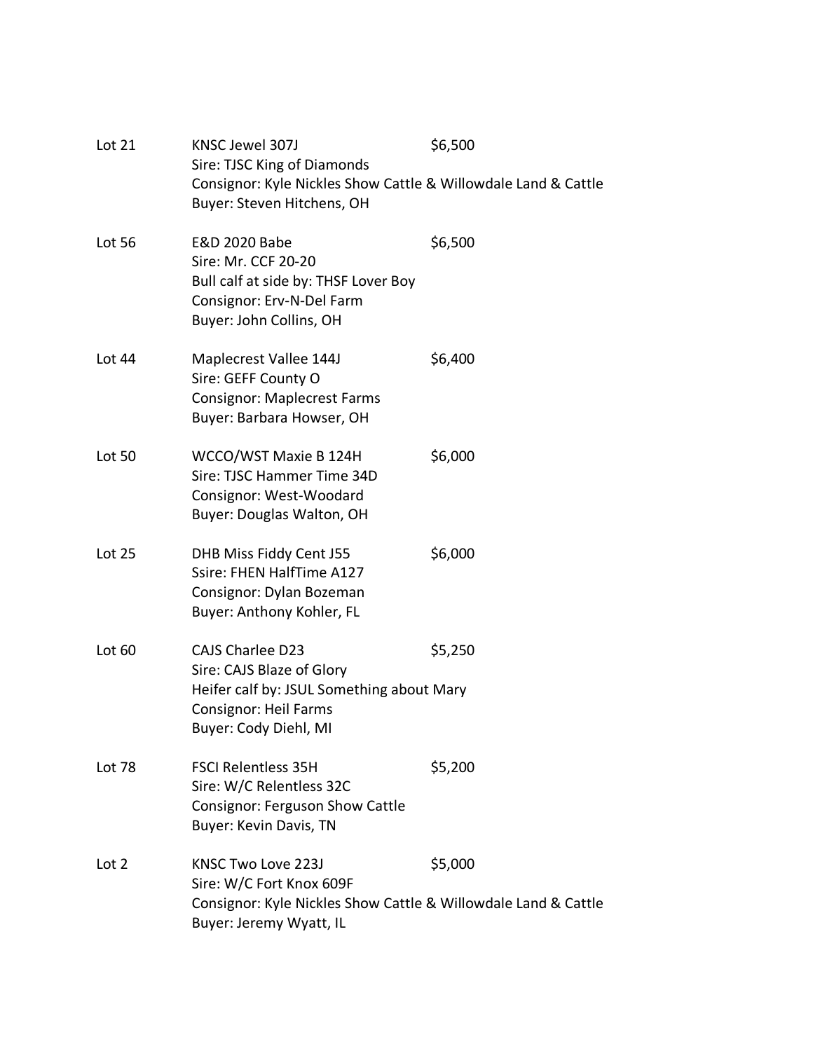Lot 21 KNSC Jewel 307J $6,500
Sire: TJSC King of Diamonds
Consignor: Kyle Nickles Show Cattle & Willowdale Land & Cattle
Buyer: Steven Hitchens, OH

Lot 56 E&D 2020 Babe $6,500
Sire: Mr. CCF 20-20
Bull calf at side by: THSF Lover Boy
Consignor: Erv-N-Del Farm
Buyer: John Collins, OH

Lot 44 Maplecrest Vallee 144J $6,400
Sire: GEFF County O
Consignor: Maplecrest Farms
Buyer: Barbara Howser, OH

Lot 50 WCCO/WST Maxie B 124H $6,000
Sire: TJSC Hammer Time 34D
Consignor: West-Woodard
Buyer: Douglas Walton, OH

Lot 25 DHB Miss Fiddy Cent J55 $6,000
Ssire: FHEN HalfTime A127
Consignor: Dylan Bozeman
Buyer: Anthony Kohler, FL

Lot 60 CAJS Charlee D23 $5,250
Sire: CAJS Blaze of Glory
Heifer calf by: JSUL Something about Mary
Consignor: Heil Farms
Buyer: Cody Diehl, MI

Lot 78 FSCI Relentless 35H $5,200
Sire: W/C Relentless 32C
Consignor: Ferguson Show Cattle
Buyer: Kevin Davis, TN

Lot 2 KNSC Two Love 223J $5,000
Sire: W/C Fort Knox 609F
Consignor: Kyle Nickles Show Cattle & Willowdale Land & Cattle
Buyer: Jeremy Wyatt, IL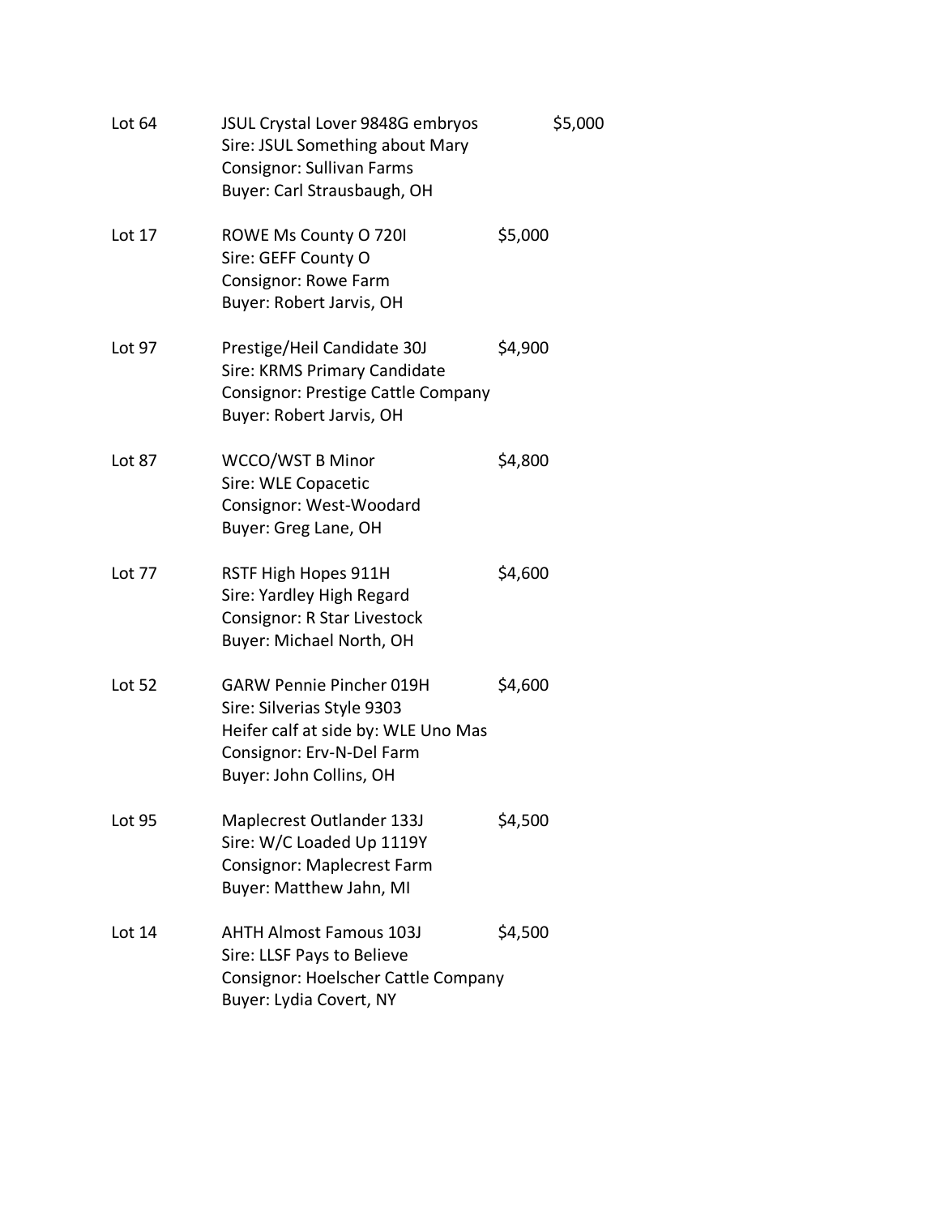Lot 64 JSUL Crystal Lover 9848G embryos $5,000
Sire: JSUL Something about Mary
Consignor: Sullivan Farms
Buyer: Carl Strausbaugh, OH

Lot 17 ROWE Ms County O 720I $5,000
Sire: GEFF County O
Consignor: Rowe Farm
Buyer: Robert Jarvis, OH

Lot 97 Prestige/Heil Candidate 30J $4,900
Sire: KRMS Primary Candidate
Consignor: Prestige Cattle Company
Buyer: Robert Jarvis, OH

Lot 87 WCCO/WST B Minor $4,800
Sire: WLE Copacetic
Consignor: West-Woodard
Buyer: Greg Lane, OH

Lot 77 RSTF High Hopes 911H $4,600
Sire: Yardley High Regard
Consignor: R Star Livestock
Buyer: Michael North, OH

Lot 52 GARW Pennie Pincher 019H $4,600
Sire: Silverias Style 9303
Heifer calf at side by: WLE Uno Mas
Consignor: Erv-N-Del Farm
Buyer: John Collins, OH

Lot 95 Maplecrest Outlander 133J $4,500
Sire: W/C Loaded Up 1119Y
Consignor: Maplecrest Farm
Buyer: Matthew Jahn, MI

Lot 14 AHTH Almost Famous 103J $4,500
Sire: LLSF Pays to Believe
Consignor: Hoelscher Cattle Company
Buyer: Lydia Covert, NY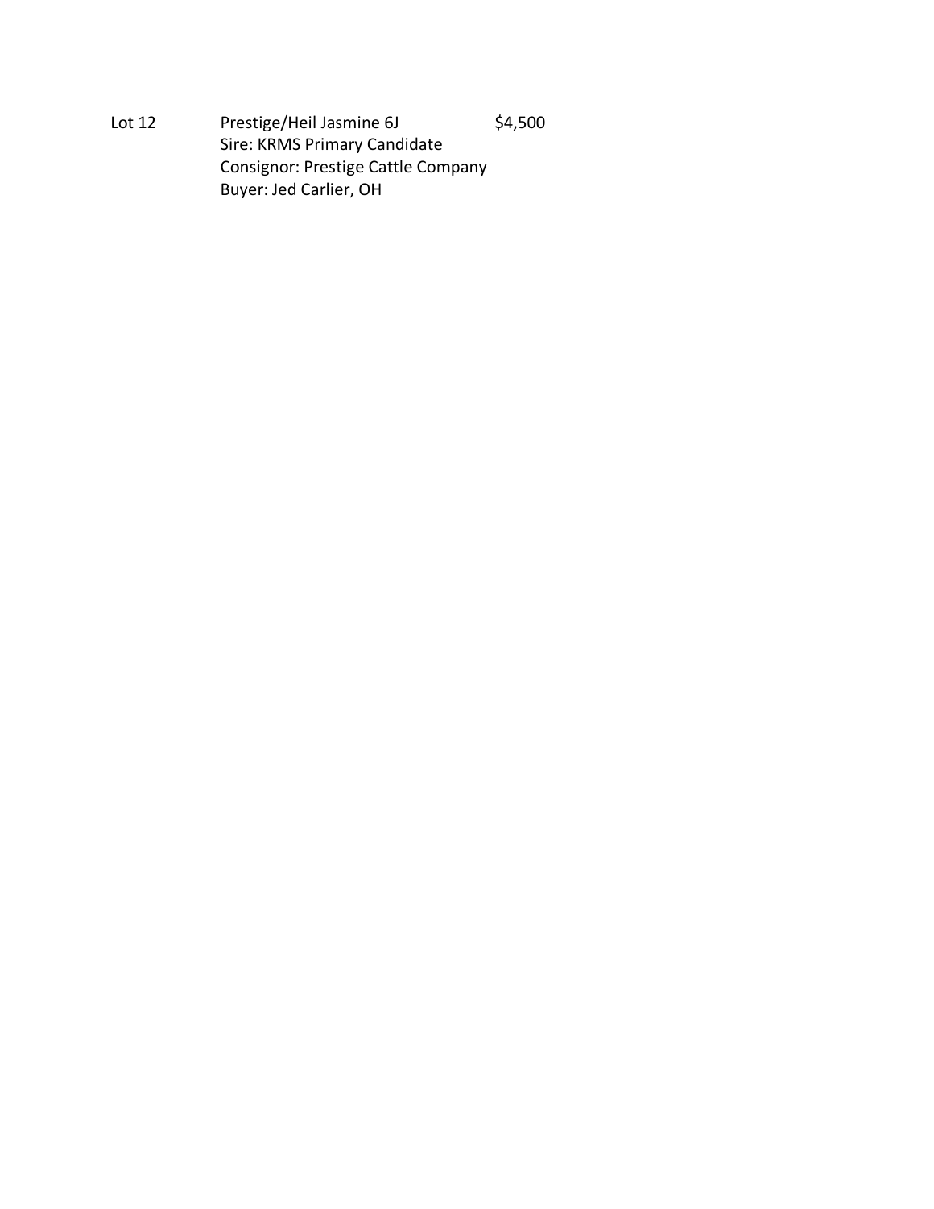| | | |
|---|---|---|
| Lot 12 | Prestige/Heil Jasmine 6J<br>Sire: KRMS Primary Candidate<br>Consignor: Prestige Cattle Company<br>Buyer: Jed Carlier, OH | $4,500 |